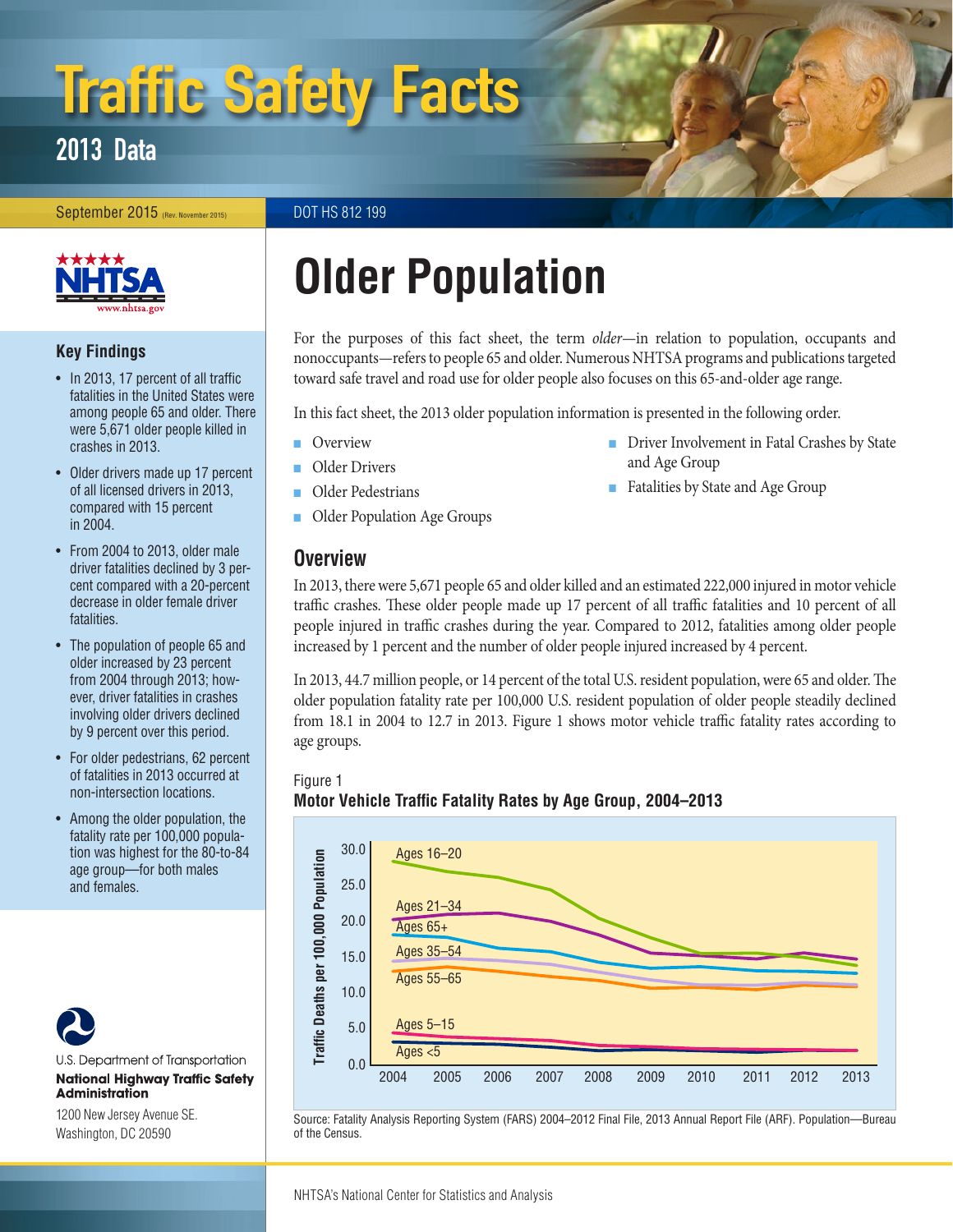# Traffic Safety Facts

## 2013 Data

September 2015 (Rev. November 2015)

DOT HS 812 199

# Older Population

### Key Findings

- In 2013, 17 percent of all traffic fatalities in the United States were among people 65 and older. There were 5,671 older people killed in crashes in 2013.
- Older drivers made up 17 percent of all licensed drivers in 2013, compared with 15 percent in 2004.
- From 2004 to 2013, older male driver fatalities declined by 3 percent compared with a 20-percent decrease in older female driver fatalities.
- The population of people 65 and older increased by 23 percent from 2004 through 2013; however, driver fatalities in crashes involving older drivers declined by 9 percent over this period.
- For older pedestrians, 62 percent of fatalities in 2013 occurred at non-intersection locations.
- Among the older population, the fatality rate per 100,000 population was highest for the 80-to-84 age group—for both males and females.

U.S. Department of Transportation
**National Highway Traffic Safety Administration**
1200 New Jersey Avenue SE.
Washington, DC 20590

For the purposes of this fact sheet, the term *older*—in relation to population, occupants and nonoccupants—refers to people 65 and older. Numerous NHTSA programs and publications targeted toward safe travel and road use for older people also focuses on this 65-and-older age range.

In this fact sheet, the 2013 older population information is presented in the following order.

- Overview
- Older Drivers
- Older Pedestrians
- Older Population Age Groups
- Driver Involvement in Fatal Crashes by State and Age Group
- Fatalities by State and Age Group

## Overview

In 2013, there were 5,671 people 65 and older killed and an estimated 222,000 injured in motor vehicle traffic crashes. These older people made up 17 percent of all traffic fatalities and 10 percent of all people injured in traffic crashes during the year. Compared to 2012, fatalities among older people increased by 1 percent and the number of older people injured increased by 4 percent.

In 2013, 44.7 million people, or 14 percent of the total U.S. resident population, were 65 and older. The older population fatality rate per 100,000 U.S. resident population of older people steadily declined from 18.1 in 2004 to 12.7 in 2013. Figure 1 shows motor vehicle traffic fatality rates according to age groups.

Figure 1
**Motor Vehicle Traffic Fatality Rates by Age Group, 2004–2013**

Source: Fatality Analysis Reporting System (FARS) 2004–2012 Final File, 2013 Annual Report File (ARF). Population—Bureau of the Census.

NHTSA's National Center for Statistics and Analysis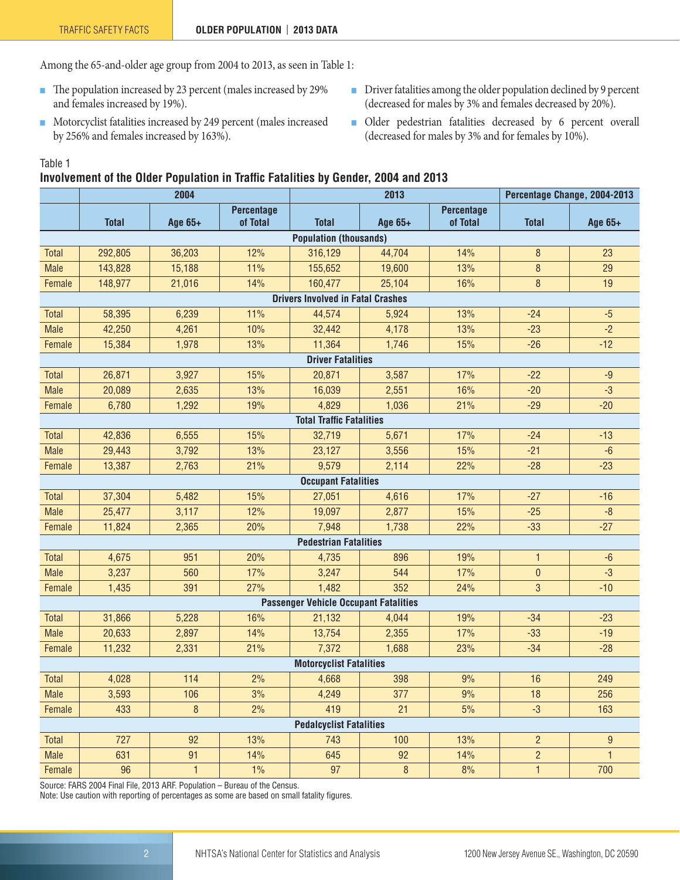Among the 65-and-older age group from 2004 to 2013, as seen in Table 1:

- The population increased by 23 percent (males increased by 29% and females increased by 19%).
- Motorcyclist fatalities increased by 249 percent (males increased by 256% and females increased by 163%).
- Driver fatalities among the older population declined by 9 percent (decreased for males by 3% and females decreased by 20%).
- Older pedestrian fatalities decreased by 6 percent overall (decreased for males by 3% and for females by 10%).

Table 1

**Involvement of the Older Population in Traffic Fatalities by Gender, 2004 and 2013**

| | 2004 | | | 2013 | | | Percentage Change, 2004-2013 | |
|---|---|---|---|---|---|---|---|---|
| | Total | Age 65+ | Percentage of Total | Total | Age 65+ | Percentage of Total | Total | Age 65+ |
| **Population (thousands)** | | | | | | | | |
| Total | 292,805 | 36,203 | 12% | 316,129 | 44,704 | 14% | 8 | 23 |
| Male | 143,828 | 15,188 | 11% | 155,652 | 19,600 | 13% | 8 | 29 |
| Female | 148,977 | 21,016 | 14% | 160,477 | 25,104 | 16% | 8 | 19 |
| **Drivers Involved in Fatal Crashes** | | | | | | | | |
| Total | 58,395 | 6,239 | 11% | 44,574 | 5,924 | 13% | -24 | -5 |
| Male | 42,250 | 4,261 | 10% | 32,442 | 4,178 | 13% | -23 | -2 |
| Female | 15,384 | 1,978 | 13% | 11,364 | 1,746 | 15% | -26 | -12 |
| **Driver Fatalities** | | | | | | | | |
| Total | 26,871 | 3,927 | 15% | 20,871 | 3,587 | 17% | -22 | -9 |
| Male | 20,089 | 2,635 | 13% | 16,039 | 2,551 | 16% | -20 | -3 |
| Female | 6,780 | 1,292 | 19% | 4,829 | 1,036 | 21% | -29 | -20 |
| **Total Traffic Fatalities** | | | | | | | | |
| Total | 42,836 | 6,555 | 15% | 32,719 | 5,671 | 17% | -24 | -13 |
| Male | 29,443 | 3,792 | 13% | 23,127 | 3,556 | 15% | -21 | -6 |
| Female | 13,387 | 2,763 | 21% | 9,579 | 2,114 | 22% | -28 | -23 |
| **Occupant Fatalities** | | | | | | | | |
| Total | 37,304 | 5,482 | 15% | 27,051 | 4,616 | 17% | -27 | -16 |
| Male | 25,477 | 3,117 | 12% | 19,097 | 2,877 | 15% | -25 | -8 |
| Female | 11,824 | 2,365 | 20% | 7,948 | 1,738 | 22% | -33 | -27 |
| **Pedestrian Fatalities** | | | | | | | | |
| Total | 4,675 | 951 | 20% | 4,735 | 896 | 19% | 1 | -6 |
| Male | 3,237 | 560 | 17% | 3,247 | 544 | 17% | 0 | -3 |
| Female | 1,435 | 391 | 27% | 1,482 | 352 | 24% | 3 | -10 |
| **Passenger Vehicle Occupant Fatalities** | | | | | | | | |
| Total | 31,866 | 5,228 | 16% | 21,132 | 4,044 | 19% | -34 | -23 |
| Male | 20,633 | 2,897 | 14% | 13,754 | 2,355 | 17% | -33 | -19 |
| Female | 11,232 | 2,331 | 21% | 7,372 | 1,688 | 23% | -34 | -28 |
| **Motorcyclist Fatalities** | | | | | | | | |
| Total | 4,028 | 114 | 2% | 4,668 | 398 | 9% | 16 | 249 |
| Male | 3,593 | 106 | 3% | 4,249 | 377 | 9% | 18 | 256 |
| Female | 433 | 8 | 2% | 419 | 21 | 5% | -3 | 163 |
| **Pedalcyclist Fatalities** | | | | | | | | |
| Total | 727 | 92 | 13% | 743 | 100 | 13% | 2 | 9 |
| Male | 631 | 91 | 14% | 645 | 92 | 14% | 2 | 1 |
| Female | 96 | 1 | 1% | 97 | 8 | 8% | 1 | 700 |

Source: FARS 2004 Final File, 2013 ARF. Population – Bureau of the Census.
Note: Use caution with reporting of percentages as some are based on small fatality figures.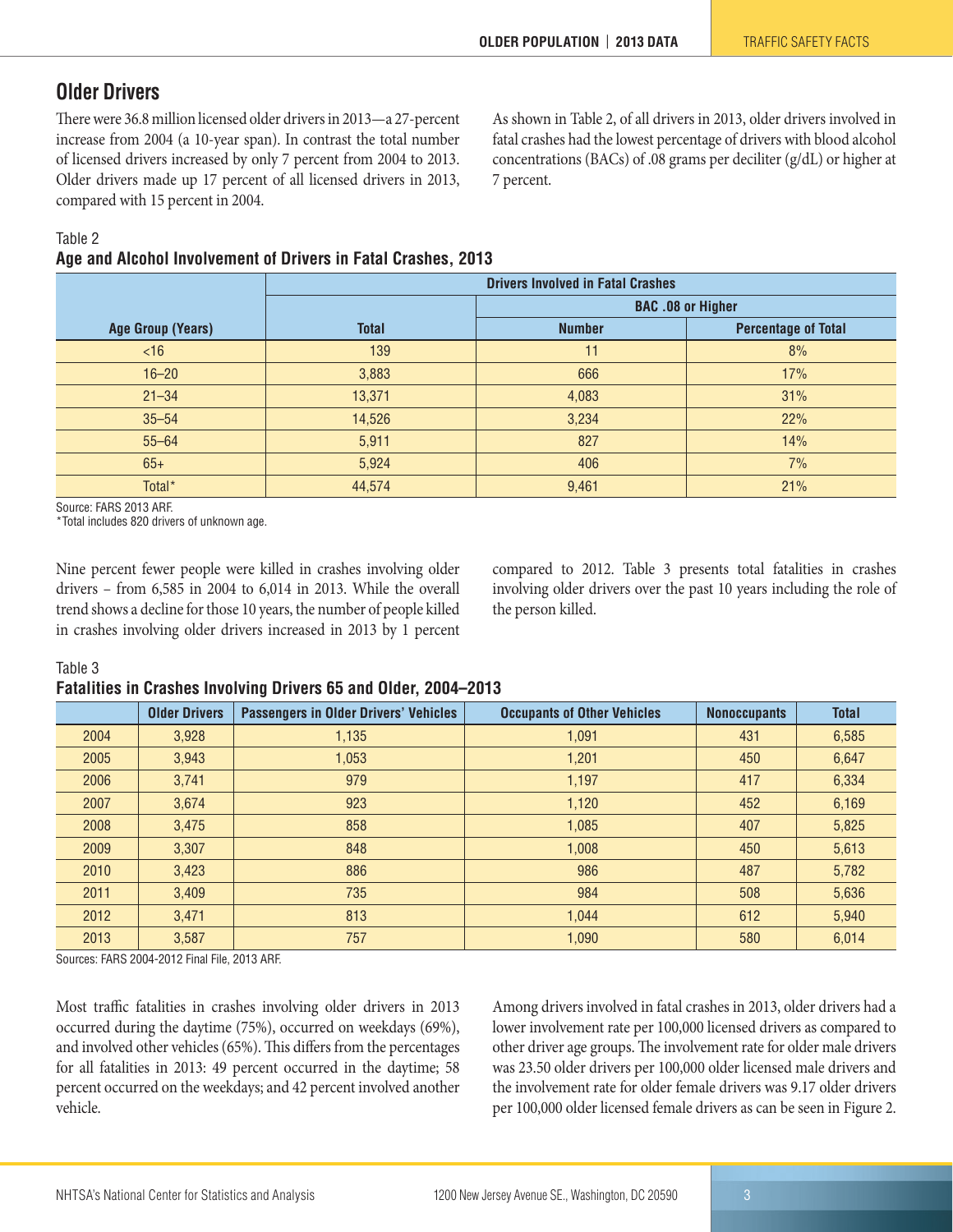## Older Drivers

There were 36.8 million licensed older drivers in 2013—a 27-percent increase from 2004 (a 10-year span). In contrast the total number of licensed drivers increased by only 7 percent from 2004 to 2013. Older drivers made up 17 percent of all licensed drivers in 2013, compared with 15 percent in 2004.

As shown in Table 2, of all drivers in 2013, older drivers involved in fatal crashes had the lowest percentage of drivers with blood alcohol concentrations (BACs) of .08 grams per deciliter (g/dL) or higher at 7 percent.

Table 2
**Age and Alcohol Involvement of Drivers in Fatal Crashes, 2013**

| | Drivers Involved in Fatal Crashes | | |
|---|---|---|---|
| | | BAC .08 or Higher | |
| Age Group (Years) | Total | Number | Percentage of Total |
| <16 | 139 | 11 | 8% |
| 16–20 | 3,883 | 666 | 17% |
| 21–34 | 13,371 | 4,083 | 31% |
| 35–54 | 14,526 | 3,234 | 22% |
| 55–64 | 5,911 | 827 | 14% |
| 65+ | 5,924 | 406 | 7% |
| Total* | 44,574 | 9,461 | 21% |

Source: FARS 2013 ARF.
*Total includes 820 drivers of unknown age.

Nine percent fewer people were killed in crashes involving older drivers – from 6,585 in 2004 to 6,014 in 2013. While the overall trend shows a decline for those 10 years, the number of people killed in crashes involving older drivers increased in 2013 by 1 percent compared to 2012. Table 3 presents total fatalities in crashes involving older drivers over the past 10 years including the role of the person killed.

Table 3
**Fatalities in Crashes Involving Drivers 65 and Older, 2004–2013**

| | Older Drivers | Passengers in Older Drivers' Vehicles | Occupants of Other Vehicles | Nonoccupants | Total |
|---|---|---|---|---|---|
| 2004 | 3,928 | 1,135 | 1,091 | 431 | 6,585 |
| 2005 | 3,943 | 1,053 | 1,201 | 450 | 6,647 |
| 2006 | 3,741 | 979 | 1,197 | 417 | 6,334 |
| 2007 | 3,674 | 923 | 1,120 | 452 | 6,169 |
| 2008 | 3,475 | 858 | 1,085 | 407 | 5,825 |
| 2009 | 3,307 | 848 | 1,008 | 450 | 5,613 |
| 2010 | 3,423 | 886 | 986 | 487 | 5,782 |
| 2011 | 3,409 | 735 | 984 | 508 | 5,636 |
| 2012 | 3,471 | 813 | 1,044 | 612 | 5,940 |
| 2013 | 3,587 | 757 | 1,090 | 580 | 6,014 |

Sources: FARS 2004-2012 Final File, 2013 ARF.

Most traffic fatalities in crashes involving older drivers in 2013 occurred during the daytime (75%), occurred on weekdays (69%), and involved other vehicles (65%). This differs from the percentages for all fatalities in 2013: 49 percent occurred in the daytime; 58 percent occurred on the weekdays; and 42 percent involved another vehicle.

Among drivers involved in fatal crashes in 2013, older drivers had a lower involvement rate per 100,000 licensed drivers as compared to other driver age groups. The involvement rate for older male drivers was 23.50 older drivers per 100,000 older licensed male drivers and the involvement rate for older female drivers was 9.17 older drivers per 100,000 older licensed female drivers as can be seen in Figure 2.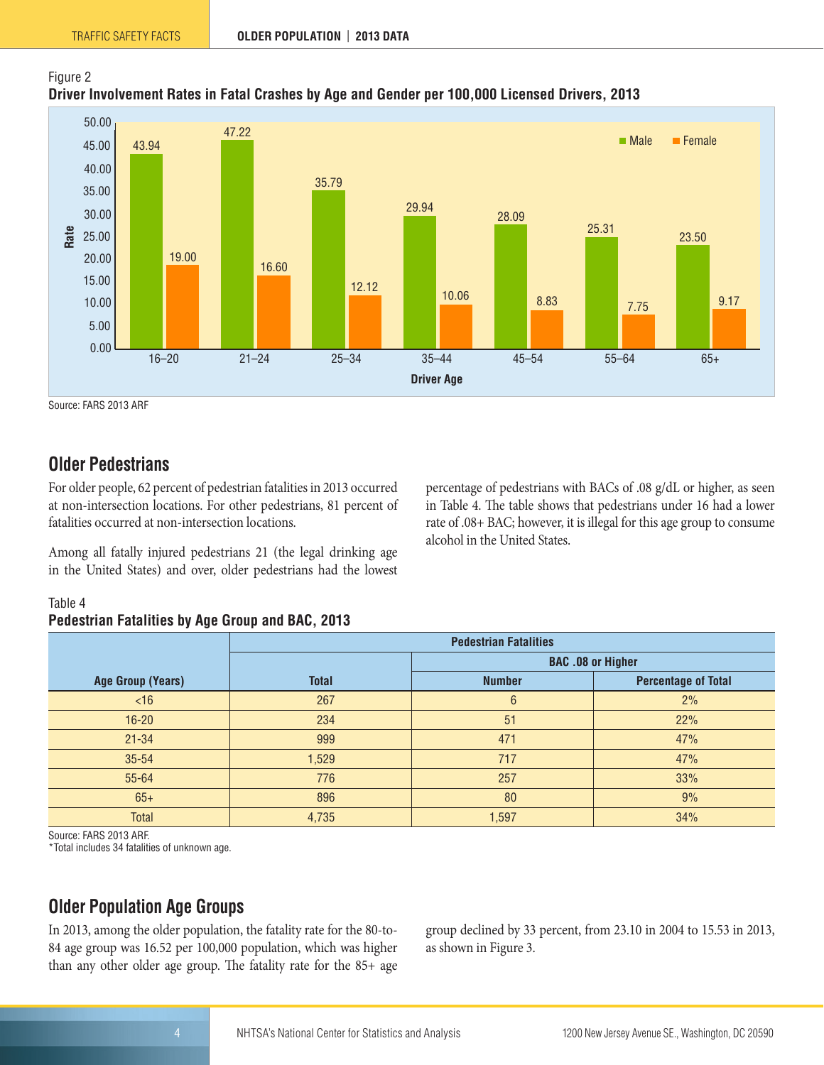Figure 2

**Driver Involvement Rates in Fatal Crashes by Age and Gender per 100,000 Licensed Drivers, 2013**

| Driver Age | Male | Female |
|---|---|---|
| 16–20 | 43.94 | 19.00 |
| 21–24 | 47.22 | 16.60 |
| 25–34 | 35.79 | 12.12 |
| 35–44 | 29.94 | 10.06 |
| 45–54 | 28.09 | 8.83 |
| 55–64 | 25.31 | 7.75 |
| 65+ | 23.50 | 9.17 |

Source: FARS 2013 ARF

## Older Pedestrians

For older people, 62 percent of pedestrian fatalities in 2013 occurred at non-intersection locations. For other pedestrians, 81 percent of fatalities occurred at non-intersection locations.

Among all fatally injured pedestrians 21 (the legal drinking age in the United States) and over, older pedestrians had the lowest percentage of pedestrians with BACs of .08 g/dL or higher, as seen in Table 4. The table shows that pedestrians under 16 had a lower rate of .08+ BAC; however, it is illegal for this age group to consume alcohol in the United States.

Table 4

**Pedestrian Fatalities by Age Group and BAC, 2013**

| | Pedestrian Fatalities | | |
|---|---|---|---|
| | | BAC .08 or Higher | |
| Age Group (Years) | Total | Number | Percentage of Total |
| <16 | 267 | 6 | 2% |
| 16-20 | 234 | 51 | 22% |
| 21-34 | 999 | 471 | 47% |
| 35-54 | 1,529 | 717 | 47% |
| 55-64 | 776 | 257 | 33% |
| 65+ | 896 | 80 | 9% |
| Total | 4,735 | 1,597 | 34% |

Source: FARS 2013 ARF.
*Total includes 34 fatalities of unknown age.

## Older Population Age Groups

In 2013, among the older population, the fatality rate for the 80-to-84 age group was 16.52 per 100,000 population, which was higher than any other older age group. The fatality rate for the 85+ age group declined by 33 percent, from 23.10 in 2004 to 15.53 in 2013, as shown in Figure 3.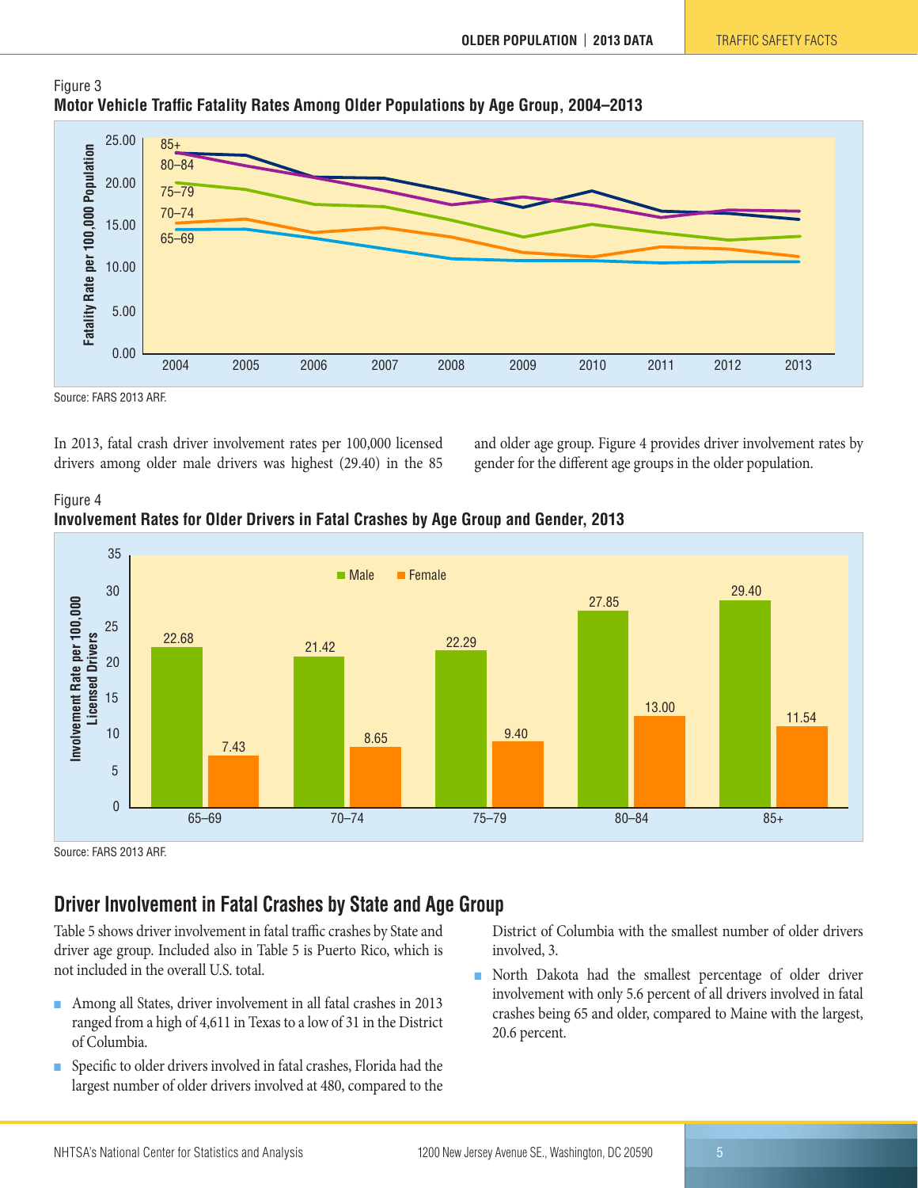Figure 3

**Motor Vehicle Traffic Fatality Rates Among Older Populations by Age Group, 2004–2013**

Source: FARS 2013 ARF.

In 2013, fatal crash driver involvement rates per 100,000 licensed drivers among older male drivers was highest (29.40) in the 85 and older age group. Figure 4 provides driver involvement rates by gender for the different age groups in the older population.

Figure 4

**Involvement Rates for Older Drivers in Fatal Crashes by Age Group and Gender, 2013**

| Age Group | Male | Female |
|---|---|---|
| 65–69 | 22.68 | 7.43 |
| 70–74 | 21.42 | 8.65 |
| 75–79 | 22.29 | 9.40 |
| 80–84 | 27.85 | 13.00 |
| 85+ | 29.40 | 11.54 |

Source: FARS 2013 ARF.

## Driver Involvement in Fatal Crashes by State and Age Group

Table 5 shows driver involvement in fatal traffic crashes by State and driver age group. Included also in Table 5 is Puerto Rico, which is not included in the overall U.S. total.

- Among all States, driver involvement in all fatal crashes in 2013 ranged from a high of 4,611 in Texas to a low of 31 in the District of Columbia.
- Specific to older drivers involved in fatal crashes, Florida had the largest number of older drivers involved at 480, compared to the District of Columbia with the smallest number of older drivers involved, 3.
- North Dakota had the smallest percentage of older driver involvement with only 5.6 percent of all drivers involved in fatal crashes being 65 and older, compared to Maine with the largest, 20.6 percent.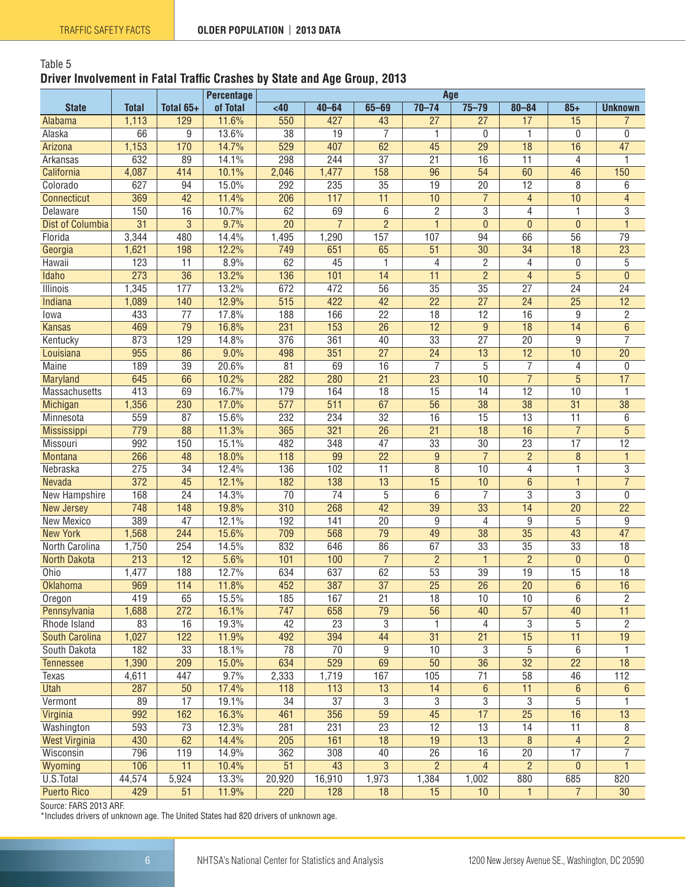Table 5

**Driver Involvement in Fatal Traffic Crashes by State and Age Group, 2013**

| State | Total | Total 65+ | Percentage of Total | Age | | | | | | | |
|---|---|---|---|---|---|---|---|---|---|---|---|
| | | | | <40 | 40–64 | 65–69 | 70–74 | 75–79 | 80–84 | 85+ | Unknown |
| Alabama | 1,113 | 129 | 11.6% | 550 | 427 | 43 | 27 | 27 | 17 | 15 | 7 |
| Alaska | 66 | 9 | 13.6% | 38 | 19 | 7 | 1 | 0 | 1 | 0 | 0 |
| Arizona | 1,153 | 170 | 14.7% | 529 | 407 | 62 | 45 | 29 | 18 | 16 | 47 |
| Arkansas | 632 | 89 | 14.1% | 298 | 244 | 37 | 21 | 16 | 11 | 4 | 1 |
| California | 4,087 | 414 | 10.1% | 2,046 | 1,477 | 158 | 96 | 54 | 60 | 46 | 150 |
| Colorado | 627 | 94 | 15.0% | 292 | 235 | 35 | 19 | 20 | 12 | 8 | 6 |
| Connecticut | 369 | 42 | 11.4% | 206 | 117 | 11 | 10 | 7 | 4 | 10 | 4 |
| Delaware | 150 | 16 | 10.7% | 62 | 69 | 6 | 2 | 3 | 4 | 1 | 3 |
| Dist of Columbia | 31 | 3 | 9.7% | 20 | 7 | 2 | 1 | 0 | 0 | 0 | 1 |
| Florida | 3,344 | 480 | 14.4% | 1,495 | 1,290 | 157 | 107 | 94 | 66 | 56 | 79 |
| Georgia | 1,621 | 198 | 12.2% | 749 | 651 | 65 | 51 | 30 | 34 | 18 | 23 |
| Hawaii | 123 | 11 | 8.9% | 62 | 45 | 1 | 4 | 2 | 4 | 0 | 5 |
| Idaho | 273 | 36 | 13.2% | 136 | 101 | 14 | 11 | 2 | 4 | 5 | 0 |
| Illinois | 1,345 | 177 | 13.2% | 672 | 472 | 56 | 35 | 35 | 27 | 24 | 24 |
| Indiana | 1,089 | 140 | 12.9% | 515 | 422 | 42 | 22 | 27 | 24 | 25 | 12 |
| Iowa | 433 | 77 | 17.8% | 188 | 166 | 22 | 18 | 12 | 16 | 9 | 2 |
| Kansas | 469 | 79 | 16.8% | 231 | 153 | 26 | 12 | 9 | 18 | 14 | 6 |
| Kentucky | 873 | 129 | 14.8% | 376 | 361 | 40 | 33 | 27 | 20 | 9 | 7 |
| Louisiana | 955 | 86 | 9.0% | 498 | 351 | 27 | 24 | 13 | 12 | 10 | 20 |
| Maine | 189 | 39 | 20.6% | 81 | 69 | 16 | 7 | 5 | 7 | 4 | 0 |
| Maryland | 645 | 66 | 10.2% | 282 | 280 | 21 | 23 | 10 | 7 | 5 | 17 |
| Massachusetts | 413 | 69 | 16.7% | 179 | 164 | 18 | 15 | 14 | 12 | 10 | 1 |
| Michigan | 1,356 | 230 | 17.0% | 577 | 511 | 67 | 56 | 38 | 38 | 31 | 38 |
| Minnesota | 559 | 87 | 15.6% | 232 | 234 | 32 | 16 | 15 | 13 | 11 | 6 |
| Mississippi | 779 | 88 | 11.3% | 365 | 321 | 26 | 21 | 18 | 16 | 7 | 5 |
| Missouri | 992 | 150 | 15.1% | 482 | 348 | 47 | 33 | 30 | 23 | 17 | 12 |
| Montana | 266 | 48 | 18.0% | 118 | 99 | 22 | 9 | 7 | 2 | 8 | 1 |
| Nebraska | 275 | 34 | 12.4% | 136 | 102 | 11 | 8 | 10 | 4 | 1 | 3 |
| Nevada | 372 | 45 | 12.1% | 182 | 138 | 13 | 15 | 10 | 6 | 1 | 7 |
| New Hampshire | 168 | 24 | 14.3% | 70 | 74 | 5 | 6 | 7 | 3 | 3 | 0 |
| New Jersey | 748 | 148 | 19.8% | 310 | 268 | 42 | 39 | 33 | 14 | 20 | 22 |
| New Mexico | 389 | 47 | 12.1% | 192 | 141 | 20 | 9 | 4 | 9 | 5 | 9 |
| New York | 1,568 | 244 | 15.6% | 709 | 568 | 79 | 49 | 38 | 35 | 43 | 47 |
| North Carolina | 1,750 | 254 | 14.5% | 832 | 646 | 86 | 67 | 33 | 35 | 33 | 18 |
| North Dakota | 213 | 12 | 5.6% | 101 | 100 | 7 | 2 | 1 | 2 | 0 | 0 |
| Ohio | 1,477 | 188 | 12.7% | 634 | 637 | 62 | 53 | 39 | 19 | 15 | 18 |
| Oklahoma | 969 | 114 | 11.8% | 452 | 387 | 37 | 25 | 26 | 20 | 6 | 16 |
| Oregon | 419 | 65 | 15.5% | 185 | 167 | 21 | 18 | 10 | 10 | 6 | 2 |
| Pennsylvania | 1,688 | 272 | 16.1% | 747 | 658 | 79 | 56 | 40 | 57 | 40 | 11 |
| Rhode Island | 83 | 16 | 19.3% | 42 | 23 | 3 | 1 | 4 | 3 | 5 | 2 |
| South Carolina | 1,027 | 122 | 11.9% | 492 | 394 | 44 | 31 | 21 | 15 | 11 | 19 |
| South Dakota | 182 | 33 | 18.1% | 78 | 70 | 9 | 10 | 3 | 5 | 6 | 1 |
| Tennessee | 1,390 | 209 | 15.0% | 634 | 529 | 69 | 50 | 36 | 32 | 22 | 18 |
| Texas | 4,611 | 447 | 9.7% | 2,333 | 1,719 | 167 | 105 | 71 | 58 | 46 | 112 |
| Utah | 287 | 50 | 17.4% | 118 | 113 | 13 | 14 | 6 | 11 | 6 | 6 |
| Vermont | 89 | 17 | 19.1% | 34 | 37 | 3 | 3 | 3 | 3 | 5 | 1 |
| Virginia | 992 | 162 | 16.3% | 461 | 356 | 59 | 45 | 17 | 25 | 16 | 13 |
| Washington | 593 | 73 | 12.3% | 281 | 231 | 23 | 12 | 13 | 14 | 11 | 8 |
| West Virginia | 430 | 62 | 14.4% | 205 | 161 | 18 | 19 | 13 | 8 | 4 | 2 |
| Wisconsin | 796 | 119 | 14.9% | 362 | 308 | 40 | 26 | 16 | 20 | 17 | 7 |
| Wyoming | 106 | 11 | 10.4% | 51 | 43 | 3 | 2 | 4 | 2 | 0 | 1 |
| U.S.Total | 44,574 | 5,924 | 13.3% | 20,920 | 16,910 | 1,973 | 1,384 | 1,002 | 880 | 685 | 820 |
| Puerto Rico | 429 | 51 | 11.9% | 220 | 128 | 18 | 15 | 10 | 1 | 7 | 30 |

Source: FARS 2013 ARF.

*Includes drivers of unknown age. The United States had 820 drivers of unknown age.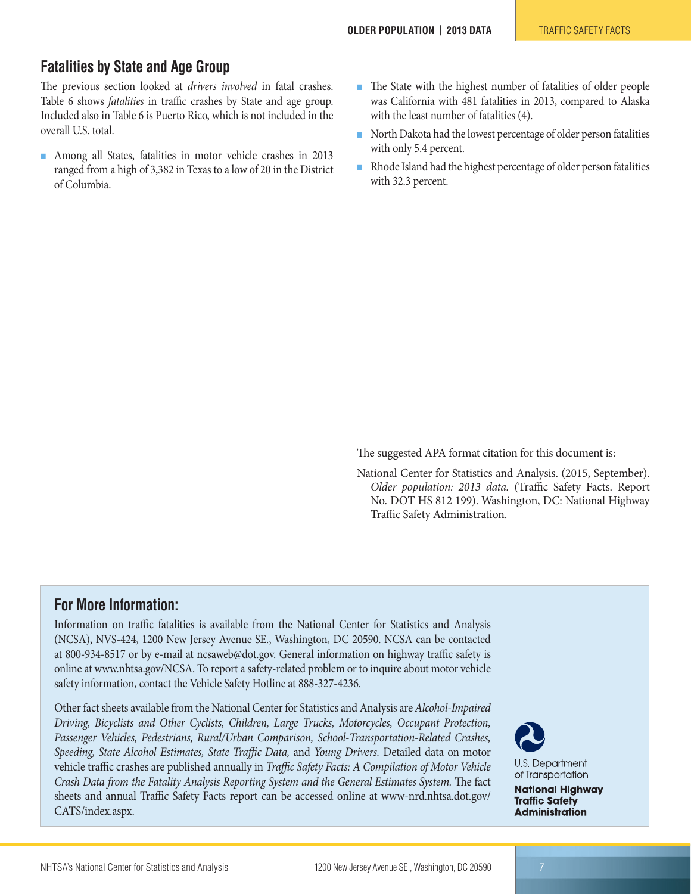## Fatalities by State and Age Group

The previous section looked at *drivers involved* in fatal crashes. Table 6 shows *fatalities* in traffic crashes by State and age group. Included also in Table 6 is Puerto Rico, which is not included in the overall U.S. total.

- Among all States, fatalities in motor vehicle crashes in 2013 ranged from a high of 3,382 in Texas to a low of 20 in the District of Columbia.
- The State with the highest number of fatalities of older people was California with 481 fatalities in 2013, compared to Alaska with the least number of fatalities (4).
- North Dakota had the lowest percentage of older person fatalities with only 5.4 percent.
- Rhode Island had the highest percentage of older person fatalities with 32.3 percent.

The suggested APA format citation for this document is:

National Center for Statistics and Analysis. (2015, September). *Older population: 2013 data.* (Traffic Safety Facts. Report No. DOT HS 812 199). Washington, DC: National Highway Traffic Safety Administration.

### For More Information:

Information on traffic fatalities is available from the National Center for Statistics and Analysis (NCSA), NVS-424, 1200 New Jersey Avenue SE., Washington, DC 20590. NCSA can be contacted at 800-934-8517 or by e-mail at ncsaweb@dot.gov. General information on highway traffic safety is online at www.nhtsa.gov/NCSA. To report a safety-related problem or to inquire about motor vehicle safety information, contact the Vehicle Safety Hotline at 888-327-4236.

Other fact sheets available from the National Center for Statistics and Analysis are *Alcohol-Impaired Driving, Bicyclists and Other Cyclists, Children, Large Trucks, Motorcycles, Occupant Protection, Passenger Vehicles, Pedestrians, Rural/Urban Comparison, School-Transportation-Related Crashes, Speeding, State Alcohol Estimates, State Traffic Data,* and *Young Drivers.* Detailed data on motor vehicle traffic crashes are published annually in *Traffic Safety Facts: A Compilation of Motor Vehicle Crash Data from the Fatality Analysis Reporting System and the General Estimates System.* The fact sheets and annual Traffic Safety Facts report can be accessed online at www-nrd.nhtsa.dot.gov/CATS/index.aspx.

U.S. Department of Transportation
**National Highway Traffic Safety Administration**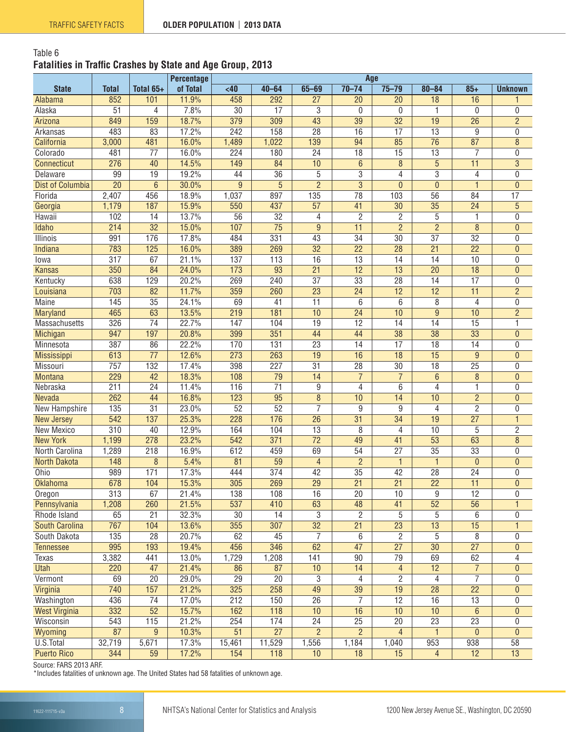Table 6

**Fatalities in Traffic Crashes by State and Age Group, 2013**

| State | Total | Total 65+ | Percentage of Total | Age | | | | | | | |
|---|---|---|---|---|---|---|---|---|---|---|---|
| | | | | <40 | 40–64 | 65–69 | 70–74 | 75–79 | 80–84 | 85+ | Unknown |
| Alabama | 852 | 101 | 11.9% | 458 | 292 | 27 | 20 | 20 | 18 | 16 | 1 |
| Alaska | 51 | 4 | 7.8% | 30 | 17 | 3 | 0 | 0 | 1 | 0 | 0 |
| Arizona | 849 | 159 | 18.7% | 379 | 309 | 43 | 39 | 32 | 19 | 26 | 2 |
| Arkansas | 483 | 83 | 17.2% | 242 | 158 | 28 | 16 | 17 | 13 | 9 | 0 |
| California | 3,000 | 481 | 16.0% | 1,489 | 1,022 | 139 | 94 | 85 | 76 | 87 | 8 |
| Colorado | 481 | 77 | 16.0% | 224 | 180 | 24 | 18 | 15 | 13 | 7 | 0 |
| Connecticut | 276 | 40 | 14.5% | 149 | 84 | 10 | 6 | 8 | 5 | 11 | 3 |
| Delaware | 99 | 19 | 19.2% | 44 | 36 | 5 | 3 | 4 | 3 | 4 | 0 |
| Dist of Columbia | 20 | 6 | 30.0% | 9 | 5 | 2 | 3 | 0 | 0 | 1 | 0 |
| Florida | 2,407 | 456 | 18.9% | 1,037 | 897 | 135 | 78 | 103 | 56 | 84 | 17 |
| Georgia | 1,179 | 187 | 15.9% | 550 | 437 | 57 | 41 | 30 | 35 | 24 | 5 |
| Hawaii | 102 | 14 | 13.7% | 56 | 32 | 4 | 2 | 2 | 5 | 1 | 0 |
| Idaho | 214 | 32 | 15.0% | 107 | 75 | 9 | 11 | 2 | 2 | 8 | 0 |
| Illinois | 991 | 176 | 17.8% | 484 | 331 | 43 | 34 | 30 | 37 | 32 | 0 |
| Indiana | 783 | 125 | 16.0% | 389 | 269 | 32 | 22 | 28 | 21 | 22 | 0 |
| Iowa | 317 | 67 | 21.1% | 137 | 113 | 16 | 13 | 14 | 14 | 10 | 0 |
| Kansas | 350 | 84 | 24.0% | 173 | 93 | 21 | 12 | 13 | 20 | 18 | 0 |
| Kentucky | 638 | 129 | 20.2% | 269 | 240 | 37 | 33 | 28 | 14 | 17 | 0 |
| Louisiana | 703 | 82 | 11.7% | 359 | 260 | 23 | 24 | 12 | 12 | 11 | 2 |
| Maine | 145 | 35 | 24.1% | 69 | 41 | 11 | 6 | 6 | 8 | 4 | 0 |
| Maryland | 465 | 63 | 13.5% | 219 | 181 | 10 | 24 | 10 | 9 | 10 | 2 |
| Massachusetts | 326 | 74 | 22.7% | 147 | 104 | 19 | 12 | 14 | 14 | 15 | 1 |
| Michigan | 947 | 197 | 20.8% | 399 | 351 | 44 | 44 | 38 | 38 | 33 | 0 |
| Minnesota | 387 | 86 | 22.2% | 170 | 131 | 23 | 14 | 17 | 18 | 14 | 0 |
| Mississippi | 613 | 77 | 12.6% | 273 | 263 | 19 | 16 | 18 | 15 | 9 | 0 |
| Missouri | 757 | 132 | 17.4% | 398 | 227 | 31 | 28 | 30 | 18 | 25 | 0 |
| Montana | 229 | 42 | 18.3% | 108 | 79 | 14 | 7 | 7 | 6 | 8 | 0 |
| Nebraska | 211 | 24 | 11.4% | 116 | 71 | 9 | 4 | 6 | 4 | 1 | 0 |
| Nevada | 262 | 44 | 16.8% | 123 | 95 | 8 | 10 | 14 | 10 | 2 | 0 |
| New Hampshire | 135 | 31 | 23.0% | 52 | 52 | 7 | 9 | 9 | 4 | 2 | 0 |
| New Jersey | 542 | 137 | 25.3% | 228 | 176 | 26 | 31 | 34 | 19 | 27 | 1 |
| New Mexico | 310 | 40 | 12.9% | 164 | 104 | 13 | 8 | 4 | 10 | 5 | 2 |
| New York | 1,199 | 278 | 23.2% | 542 | 371 | 72 | 49 | 41 | 53 | 63 | 8 |
| North Carolina | 1,289 | 218 | 16.9% | 612 | 459 | 69 | 54 | 27 | 35 | 33 | 0 |
| North Dakota | 148 | 8 | 5.4% | 81 | 59 | 4 | 2 | 1 | 1 | 0 | 0 |
| Ohio | 989 | 171 | 17.3% | 444 | 374 | 42 | 35 | 42 | 28 | 24 | 0 |
| Oklahoma | 678 | 104 | 15.3% | 305 | 269 | 29 | 21 | 21 | 22 | 11 | 0 |
| Oregon | 313 | 67 | 21.4% | 138 | 108 | 16 | 20 | 10 | 9 | 12 | 0 |
| Pennsylvania | 1,208 | 260 | 21.5% | 537 | 410 | 63 | 48 | 41 | 52 | 56 | 1 |
| Rhode Island | 65 | 21 | 32.3% | 30 | 14 | 3 | 2 | 5 | 5 | 6 | 0 |
| South Carolina | 767 | 104 | 13.6% | 355 | 307 | 32 | 21 | 23 | 13 | 15 | 1 |
| South Dakota | 135 | 28 | 20.7% | 62 | 45 | 7 | 6 | 2 | 5 | 8 | 0 |
| Tennessee | 995 | 193 | 19.4% | 456 | 346 | 62 | 47 | 27 | 30 | 27 | 0 |
| Texas | 3,382 | 441 | 13.0% | 1,729 | 1,208 | 141 | 90 | 79 | 69 | 62 | 4 |
| Utah | 220 | 47 | 21.4% | 86 | 87 | 10 | 14 | 4 | 12 | 7 | 0 |
| Vermont | 69 | 20 | 29.0% | 29 | 20 | 3 | 4 | 2 | 4 | 7 | 0 |
| Virginia | 740 | 157 | 21.2% | 325 | 258 | 49 | 39 | 19 | 28 | 22 | 0 |
| Washington | 436 | 74 | 17.0% | 212 | 150 | 26 | 7 | 12 | 16 | 13 | 0 |
| West Virginia | 332 | 52 | 15.7% | 162 | 118 | 10 | 16 | 10 | 10 | 6 | 0 |
| Wisconsin | 543 | 115 | 21.2% | 254 | 174 | 24 | 25 | 20 | 23 | 23 | 0 |
| Wyoming | 87 | 9 | 10.3% | 51 | 27 | 2 | 2 | 4 | 1 | 0 | 0 |
| U.S.Total | 32,719 | 5,671 | 17.3% | 15,461 | 11,529 | 1,556 | 1,184 | 1,040 | 953 | 938 | 58 |
| Puerto Rico | 344 | 59 | 17.2% | 154 | 118 | 10 | 18 | 15 | 4 | 12 | 13 |

Source: FARS 2013 ARF.

*Includes fatalities of unknown age. The United States had 58 fatalities of unknown age.